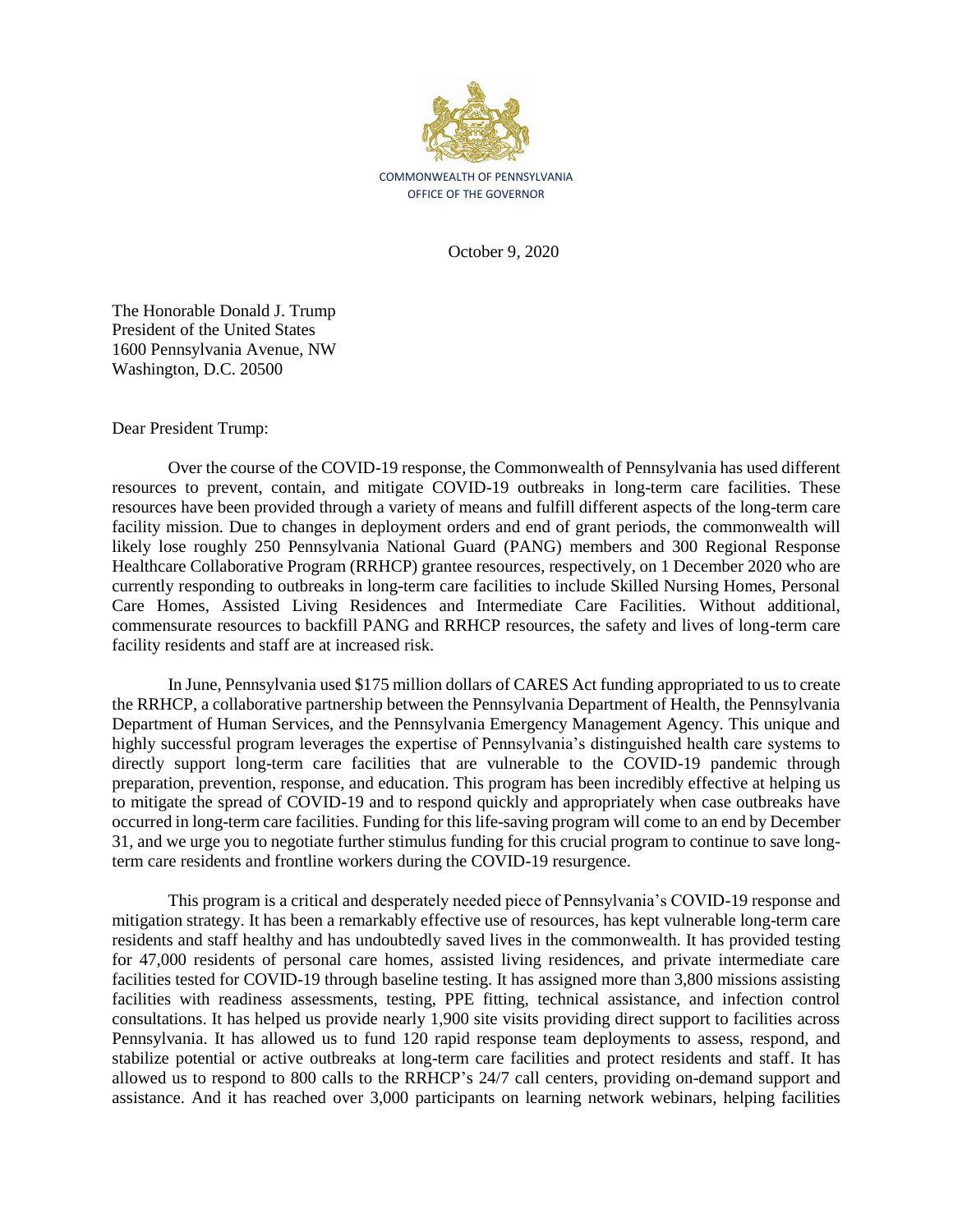COMMONWEALTH OF PENNSYLVANIA
OFFICE OF THE GOVERNOR

October 9, 2020

The Honorable Donald J. Trump
President of the United States
1600 Pennsylvania Avenue, NW
Washington, D.C. 20500

Dear President Trump:

Over the course of the COVID-19 response, the Commonwealth of Pennsylvania has used different resources to prevent, contain, and mitigate COVID-19 outbreaks in long-term care facilities. These resources have been provided through a variety of means and fulfill different aspects of the long-term care facility mission. Due to changes in deployment orders and end of grant periods, the commonwealth will likely lose roughly 250 Pennsylvania National Guard (PANG) members and 300 Regional Response Healthcare Collaborative Program (RRHCP) grantee resources, respectively, on 1 December 2020 who are currently responding to outbreaks in long-term care facilities to include Skilled Nursing Homes, Personal Care Homes, Assisted Living Residences and Intermediate Care Facilities. Without additional, commensurate resources to backfill PANG and RRHCP resources, the safety and lives of long-term care facility residents and staff are at increased risk.

In June, Pennsylvania used $175 million dollars of CARES Act funding appropriated to us to create the RRHCP, a collaborative partnership between the Pennsylvania Department of Health, the Pennsylvania Department of Human Services, and the Pennsylvania Emergency Management Agency. This unique and highly successful program leverages the expertise of Pennsylvania's distinguished health care systems to directly support long-term care facilities that are vulnerable to the COVID-19 pandemic through preparation, prevention, response, and education. This program has been incredibly effective at helping us to mitigate the spread of COVID-19 and to respond quickly and appropriately when case outbreaks have occurred in long-term care facilities. Funding for this life-saving program will come to an end by December 31, and we urge you to negotiate further stimulus funding for this crucial program to continue to save long-term care residents and frontline workers during the COVID-19 resurgence.

This program is a critical and desperately needed piece of Pennsylvania's COVID-19 response and mitigation strategy. It has been a remarkably effective use of resources, has kept vulnerable long-term care residents and staff healthy and has undoubtedly saved lives in the commonwealth. It has provided testing for 47,000 residents of personal care homes, assisted living residences, and private intermediate care facilities tested for COVID-19 through baseline testing. It has assigned more than 3,800 missions assisting facilities with readiness assessments, testing, PPE fitting, technical assistance, and infection control consultations. It has helped us provide nearly 1,900 site visits providing direct support to facilities across Pennsylvania. It has allowed us to fund 120 rapid response team deployments to assess, respond, and stabilize potential or active outbreaks at long-term care facilities and protect residents and staff. It has allowed us to respond to 800 calls to the RRHCP's 24/7 call centers, providing on-demand support and assistance. And it has reached over 3,000 participants on learning network webinars, helping facilities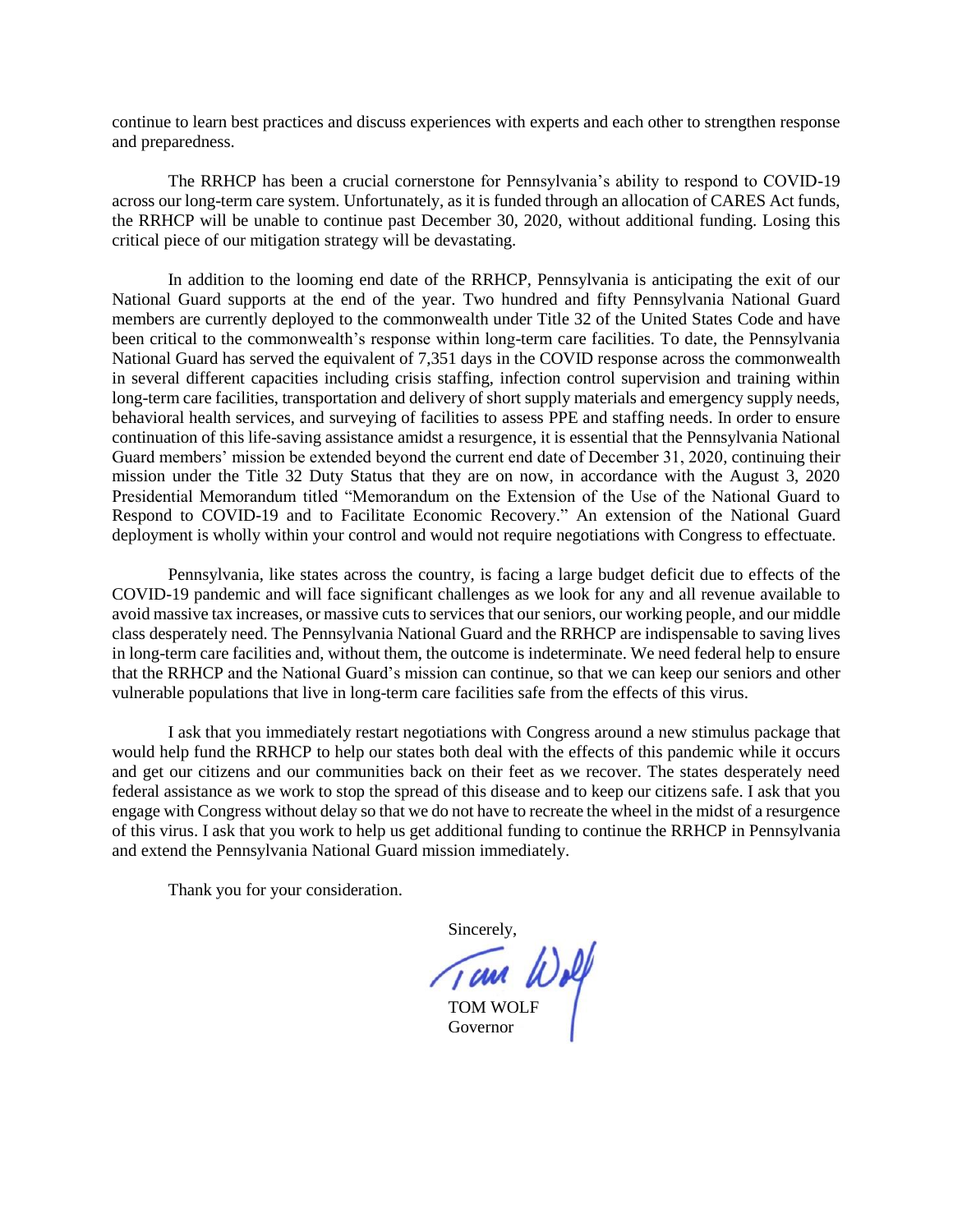continue to learn best practices and discuss experiences with experts and each other to strengthen response and preparedness.

The RRHCP has been a crucial cornerstone for Pennsylvania's ability to respond to COVID-19 across our long-term care system. Unfortunately, as it is funded through an allocation of CARES Act funds, the RRHCP will be unable to continue past December 30, 2020, without additional funding. Losing this critical piece of our mitigation strategy will be devastating.

In addition to the looming end date of the RRHCP, Pennsylvania is anticipating the exit of our National Guard supports at the end of the year. Two hundred and fifty Pennsylvania National Guard members are currently deployed to the commonwealth under Title 32 of the United States Code and have been critical to the commonwealth's response within long-term care facilities. To date, the Pennsylvania National Guard has served the equivalent of 7,351 days in the COVID response across the commonwealth in several different capacities including crisis staffing, infection control supervision and training within long-term care facilities, transportation and delivery of short supply materials and emergency supply needs, behavioral health services, and surveying of facilities to assess PPE and staffing needs. In order to ensure continuation of this life-saving assistance amidst a resurgence, it is essential that the Pennsylvania National Guard members' mission be extended beyond the current end date of December 31, 2020, continuing their mission under the Title 32 Duty Status that they are on now, in accordance with the August 3, 2020 Presidential Memorandum titled "Memorandum on the Extension of the Use of the National Guard to Respond to COVID-19 and to Facilitate Economic Recovery." An extension of the National Guard deployment is wholly within your control and would not require negotiations with Congress to effectuate.

Pennsylvania, like states across the country, is facing a large budget deficit due to effects of the COVID-19 pandemic and will face significant challenges as we look for any and all revenue available to avoid massive tax increases, or massive cuts to services that our seniors, our working people, and our middle class desperately need. The Pennsylvania National Guard and the RRHCP are indispensable to saving lives in long-term care facilities and, without them, the outcome is indeterminate. We need federal help to ensure that the RRHCP and the National Guard's mission can continue, so that we can keep our seniors and other vulnerable populations that live in long-term care facilities safe from the effects of this virus.

I ask that you immediately restart negotiations with Congress around a new stimulus package that would help fund the RRHCP to help our states both deal with the effects of this pandemic while it occurs and get our citizens and our communities back on their feet as we recover. The states desperately need federal assistance as we work to stop the spread of this disease and to keep our citizens safe. I ask that you engage with Congress without delay so that we do not have to recreate the wheel in the midst of a resurgence of this virus. I ask that you work to help us get additional funding to continue the RRHCP in Pennsylvania and extend the Pennsylvania National Guard mission immediately.

Thank you for your consideration.

Sincerely,

Tom Wolf

TOM WOLF
Governor